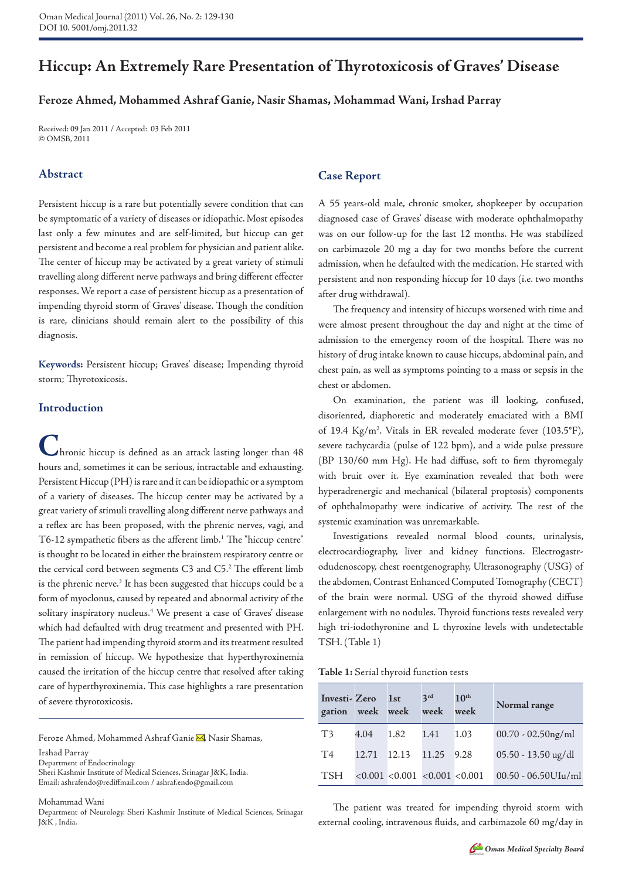# Hiccup: An Extremely Rare Presentation of Thyrotoxicosis of Graves' Disease

**Feroze Ahmed, Mohammed Ashraf Ganie, Nasir Shamas, Mohammad Wani, Irshad Parray**

Received: 09 Jan 2011 / Accepted: 03 Feb 2011
© OMSB, 2011

## Abstract

Persistent hiccup is a rare but potentially severe condition that can be symptomatic of a variety of diseases or idiopathic. Most episodes last only a few minutes and are self-limited, but hiccup can get persistent and become a real problem for physician and patient alike. The center of hiccup may be activated by a great variety of stimuli travelling along different nerve pathways and bring different effecter responses. We report a case of persistent hiccup as a presentation of impending thyroid storm of Graves' disease. Though the condition is rare, clinicians should remain alert to the possibility of this diagnosis.

**Keywords:** Persistent hiccup; Graves' disease; Impending thyroid storm; Thyrotoxicosis.

## Introduction

Chronic hiccup is defined as an attack lasting longer than 48 hours and, sometimes it can be serious, intractable and exhausting. Persistent Hiccup (PH) is rare and it can be idiopathic or a symptom of a variety of diseases. The hiccup center may be activated by a great variety of stimuli travelling along different nerve pathways and a reflex arc has been proposed, with the phrenic nerves, vagi, and T6-12 sympathetic fibers as the afferent limb.[1] The "hiccup centre" is thought to be located in either the brainstem respiratory centre or the cervical cord between segments C3 and C5.[2] The efferent limb is the phrenic nerve.[3] It has been suggested that hiccups could be a form of myoclonus, caused by repeated and abnormal activity of the solitary inspiratory nucleus.[4] We present a case of Graves' disease which had defaulted with drug treatment and presented with PH. The patient had impending thyroid storm and its treatment resulted in remission of hiccup. We hypothesize that hyperthyroxinemia caused the irritation of the hiccup centre that resolved after taking care of hyperthyroxinemia. This case highlights a rare presentation of severe thyrotoxicosis.

Feroze Ahmed, Mohammed Ashraf Ganie ✉, Nasir Shamas, Irshad Parray
Department of Endocrinology
Sheri Kashmir Institute of Medical Sciences, Srinagar J&K, India.
Email: ashrafendo@rediffmail.com / ashraf.endo@gmail.com

Mohammad Wani
Department of Neurology. Sheri Kashmir Institute of Medical Sciences, Srinagar J&K , India.

## Case Report

A 55 years-old male, chronic smoker, shopkeeper by occupation diagnosed case of Graves' disease with moderate ophthalmopathy was on our follow-up for the last 12 months. He was stabilized on carbimazole 20 mg a day for two months before the current admission, when he defaulted with the medication. He started with persistent and non responding hiccup for 10 days (i.e. two months after drug withdrawal).

The frequency and intensity of hiccups worsened with time and were almost present throughout the day and night at the time of admission to the emergency room of the hospital. There was no history of drug intake known to cause hiccups, abdominal pain, and chest pain, as well as symptoms pointing to a mass or sepsis in the chest or abdomen.

On examination, the patient was ill looking, confused, disoriented, diaphoretic and moderately emaciated with a BMI of 19.4 Kg/m$^2$. Vitals in ER revealed moderate fever (103.5°F), severe tachycardia (pulse of 122 bpm), and a wide pulse pressure (BP 130/60 mm Hg). He had diffuse, soft to firm thyromegaly with bruit over it. Eye examination revealed that both were hyperadrenergic and mechanical (bilateral proptosis) components of ophthalmopathy were indicative of activity. The rest of the systemic examination was unremarkable.

Investigations revealed normal blood counts, urinalysis, electrocardiography, liver and kidney functions. Electrogastroodudenoscopy, chest roentgenography, Ultrasonography (USG) of the abdomen, Contrast Enhanced Computed Tomography (CECT) of the brain were normal. USG of the thyroid showed diffuse enlargement with no nodules. Thyroid functions tests revealed very high tri-iodothyronine and L thyroxine levels with undetectable TSH. (Table 1)

**Table 1:** Serial thyroid function tests

| Investigation | Zero week | 1st week | 3rd week | 10th week | Normal range |
|---|---|---|---|---|---|
| T3 | 4.04 | 1.82 | 1.41 | 1.03 | 00.70 - 02.50ng/ml |
| T4 | 12.71 | 12.13 | 11.25 | 9.28 | 05.50 - 13.50 ug/dl |
| TSH | <0.001 | <0.001 | <0.001 | <0.001 | 00.50 - 06.50UIu/ml |

The patient was treated for impending thyroid storm with external cooling, intravenous fluids, and carbimazole 60 mg/day in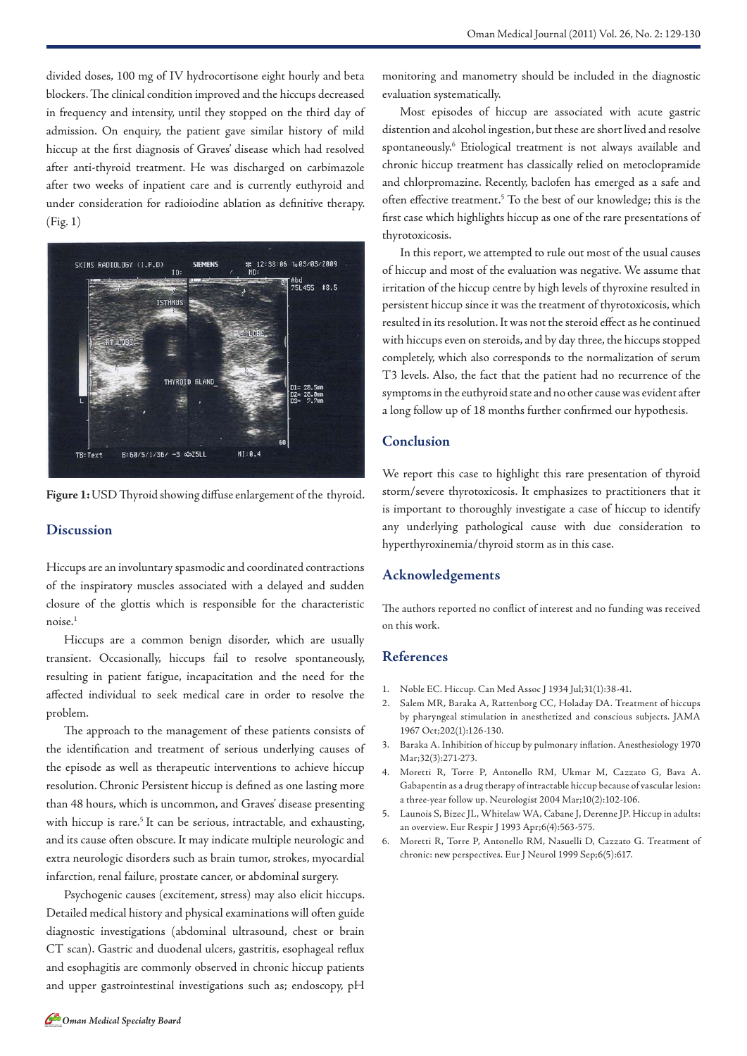divided doses, 100 mg of IV hydrocortisone eight hourly and beta blockers. The clinical condition improved and the hiccups decreased in frequency and intensity, until they stopped on the third day of admission. On enquiry, the patient gave similar history of mild hiccup at the first diagnosis of Graves' disease which had resolved after anti-thyroid treatment. He was discharged on carbimazole after two weeks of inpatient care and is currently euthyroid and under consideration for radioiodine ablation as definitive therapy. (Fig. 1)

**Figure 1:** USD Thyroid showing diffuse enlargement of the thyroid.

## Discussion

Hiccups are an involuntary spasmodic and coordinated contractions of the inspiratory muscles associated with a delayed and sudden closure of the glottis which is responsible for the characteristic noise.[1]

Hiccups are a common benign disorder, which are usually transient. Occasionally, hiccups fail to resolve spontaneously, resulting in patient fatigue, incapacitation and the need for the affected individual to seek medical care in order to resolve the problem.

The approach to the management of these patients consists of the identification and treatment of serious underlying causes of the episode as well as therapeutic interventions to achieve hiccup resolution. Chronic Persistent hiccup is defined as one lasting more than 48 hours, which is uncommon, and Graves' disease presenting with hiccup is rare.[5] It can be serious, intractable, and exhausting, and its cause often obscure. It may indicate multiple neurologic and extra neurologic disorders such as brain tumor, strokes, myocardial infarction, renal failure, prostate cancer, or abdominal surgery.

Psychogenic causes (excitement, stress) may also elicit hiccups. Detailed medical history and physical examinations will often guide diagnostic investigations (abdominal ultrasound, chest or brain CT scan). Gastric and duodenal ulcers, gastritis, esophageal reflux and esophagitis are commonly observed in chronic hiccup patients and upper gastrointestinal investigations such as; endoscopy, pH monitoring and manometry should be included in the diagnostic evaluation systematically.

Most episodes of hiccup are associated with acute gastric distention and alcohol ingestion, but these are short lived and resolve spontaneously.[6] Etiological treatment is not always available and chronic hiccup treatment has classically relied on metoclopramide and chlorpromazine. Recently, baclofen has emerged as a safe and often effective treatment.[5] To the best of our knowledge; this is the first case which highlights hiccup as one of the rare presentations of thyrotoxicosis.

In this report, we attempted to rule out most of the usual causes of hiccup and most of the evaluation was negative. We assume that irritation of the hiccup centre by high levels of thyroxine resulted in persistent hiccup since it was the treatment of thyrotoxicosis, which resulted in its resolution. It was not the steroid effect as he continued with hiccups even on steroids, and by day three, the hiccups stopped completely, which also corresponds to the normalization of serum T3 levels. Also, the fact that the patient had no recurrence of the symptoms in the euthyroid state and no other cause was evident after a long follow up of 18 months further confirmed our hypothesis.

## Conclusion

We report this case to highlight this rare presentation of thyroid storm/severe thyrotoxicosis. It emphasizes to practitioners that it is important to thoroughly investigate a case of hiccup to identify any underlying pathological cause with due consideration to hyperthyroxinemia/thyroid storm as in this case.

## Acknowledgements

The authors reported no conflict of interest and no funding was received on this work.

## References

1. Noble EC. Hiccup. Can Med Assoc J 1934 Jul;31(1):38-41.
2. Salem MR, Baraka A, Rattenborg CC, Holaday DA. Treatment of hiccups by pharyngeal stimulation in anesthetized and conscious subjects. JAMA 1967 Oct;202(1):126-130.
3. Baraka A. Inhibition of hiccup by pulmonary inflation. Anesthesiology 1970 Mar;32(3):271-273.
4. Moretti R, Torre P, Antonello RM, Ukmar M, Cazzato G, Bava A. Gabapentin as a drug therapy of intractable hiccup because of vascular lesion: a three-year follow up. Neurologist 2004 Mar;10(2):102-106.
5. Launois S, Bizec JL, Whitelaw WA, Cabane J, Derenne JP. Hiccup in adults: an overview. Eur Respir J 1993 Apr;6(4):563-575.
6. Moretti R, Torre P, Antonello RM, Nasuelli D, Cazzato G. Treatment of chronic: new perspectives. Eur J Neurol 1999 Sep;6(5):617.